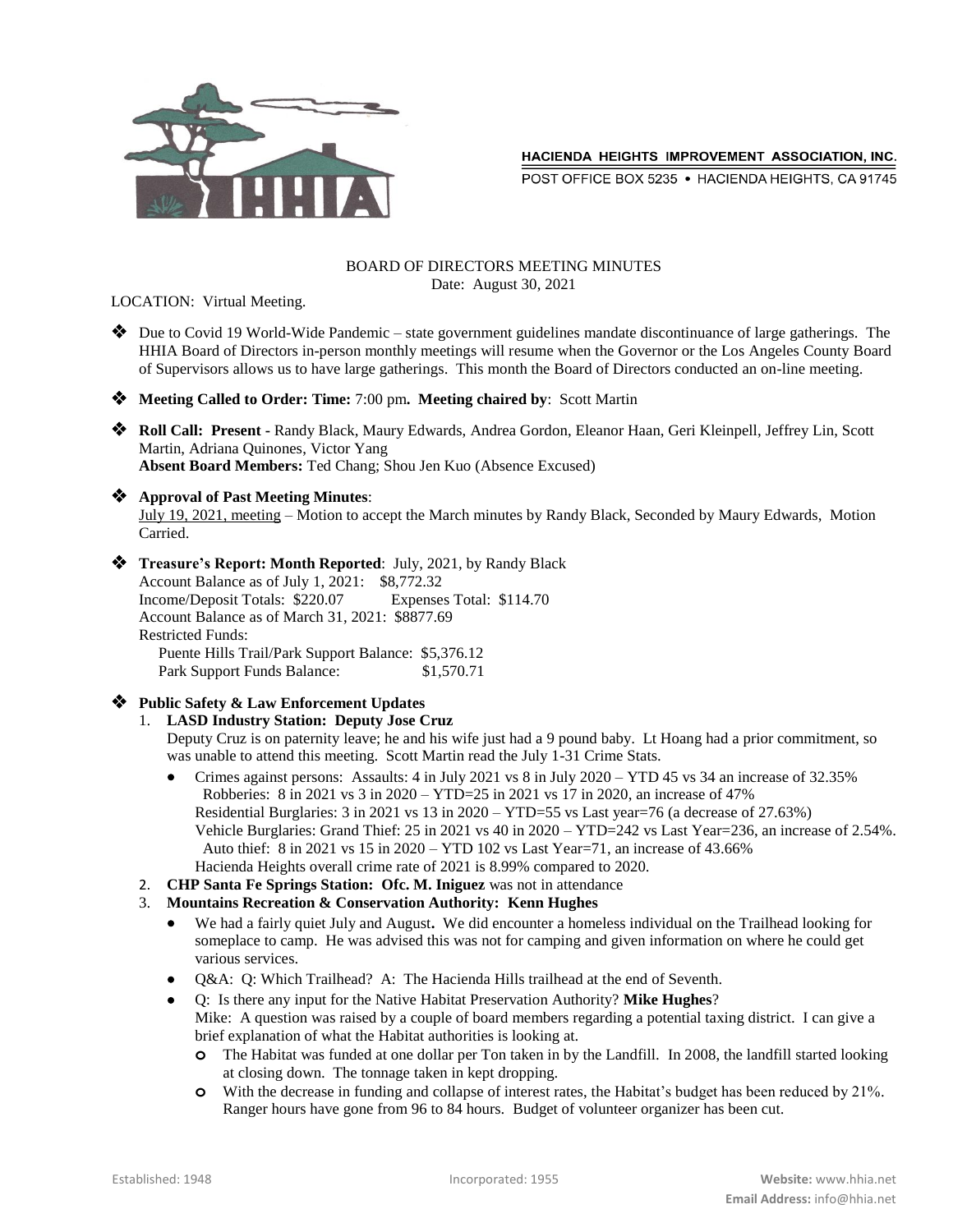HACIENDA HEIGHTS IMPROVEMENT ASSOCIATION, INC.
POST OFFICE BOX 5235 • HACIENDA HEIGHTS, CA 91745

BOARD OF DIRECTORS MEETING MINUTES
Date: August 30, 2021

LOCATION: Virtual Meeting.

- Due to Covid 19 World-Wide Pandemic – state government guidelines mandate discontinuance of large gatherings. The HHIA Board of Directors in-person monthly meetings will resume when the Governor or the Los Angeles County Board of Supervisors allows us to have large gatherings. This month the Board of Directors conducted an on-line meeting.

- **Meeting Called to Order: Time:** 7:00 pm**. Meeting chaired by**: Scott Martin

- **Roll Call: Present -** Randy Black, Maury Edwards, Andrea Gordon, Eleanor Haan, Geri Kleinpell, Jeffrey Lin, Scott Martin, Adriana Quinones, Victor Yang
  **Absent Board Members:** Ted Chang; Shou Jen Kuo (Absence Excused)

- **Approval of Past Meeting Minutes**:
  July 19, 2021, meeting – Motion to accept the March minutes by Randy Black, Seconded by Maury Edwards, Motion Carried.

- **Treasure's Report: Month Reported**: July, 2021, by Randy Black
  Account Balance as of July 1, 2021: $8,772.32
  Income/Deposit Totals: $220.07 Expenses Total: $114.70
  Account Balance as of March 31, 2021: $8877.69
  Restricted Funds:
  Puente Hills Trail/Park Support Balance: $5,376.12
  Park Support Funds Balance: $1,570.71

- **Public Safety & Law Enforcement Updates**
  1. **LASD Industry Station: Deputy Jose Cruz**
     Deputy Cruz is on paternity leave; he and his wife just had a 9 pound baby. Lt Hoang had a prior commitment, so was unable to attend this meeting. Scott Martin read the July 1-31 Crime Stats.
     - Crimes against persons: Assaults: 4 in July 2021 vs 8 in July 2020 – YTD 45 vs 34 an increase of 32.35%
       Robberies: 8 in 2021 vs 3 in 2020 – YTD=25 in 2021 vs 17 in 2020, an increase of 47%
       Residential Burglaries: 3 in 2021 vs 13 in 2020 – YTD=55 vs Last year=76 (a decrease of 27.63%)
       Vehicle Burglaries: Grand Thief: 25 in 2021 vs 40 in 2020 – YTD=242 vs Last Year=236, an increase of 2.54%.
       Auto thief: 8 in 2021 vs 15 in 2020 – YTD 102 vs Last Year=71, an increase of 43.66%
       Hacienda Heights overall crime rate of 2021 is 8.99% compared to 2020.
  2. **CHP Santa Fe Springs Station: Ofc. M. Iniguez** was not in attendance
  3. **Mountains Recreation & Conservation Authority: Kenn Hughes**
     - We had a fairly quiet July and August**.** We did encounter a homeless individual on the Trailhead looking for someplace to camp. He was advised this was not for camping and given information on where he could get various services.
     - Q&A: Q: Which Trailhead? A: The Hacienda Hills trailhead at the end of Seventh.
     - Q: Is there any input for the Native Habitat Preservation Authority? **Mike Hughes**?
       Mike: A question was raised by a couple of board members regarding a potential taxing district. I can give a brief explanation of what the Habitat authorities is looking at.
       - The Habitat was funded at one dollar per Ton taken in by the Landfill. In 2008, the landfill started looking at closing down. The tonnage taken in kept dropping.
       - With the decrease in funding and collapse of interest rates, the Habitat's budget has been reduced by 21%. Ranger hours have gone from 96 to 84 hours. Budget of volunteer organizer has been cut.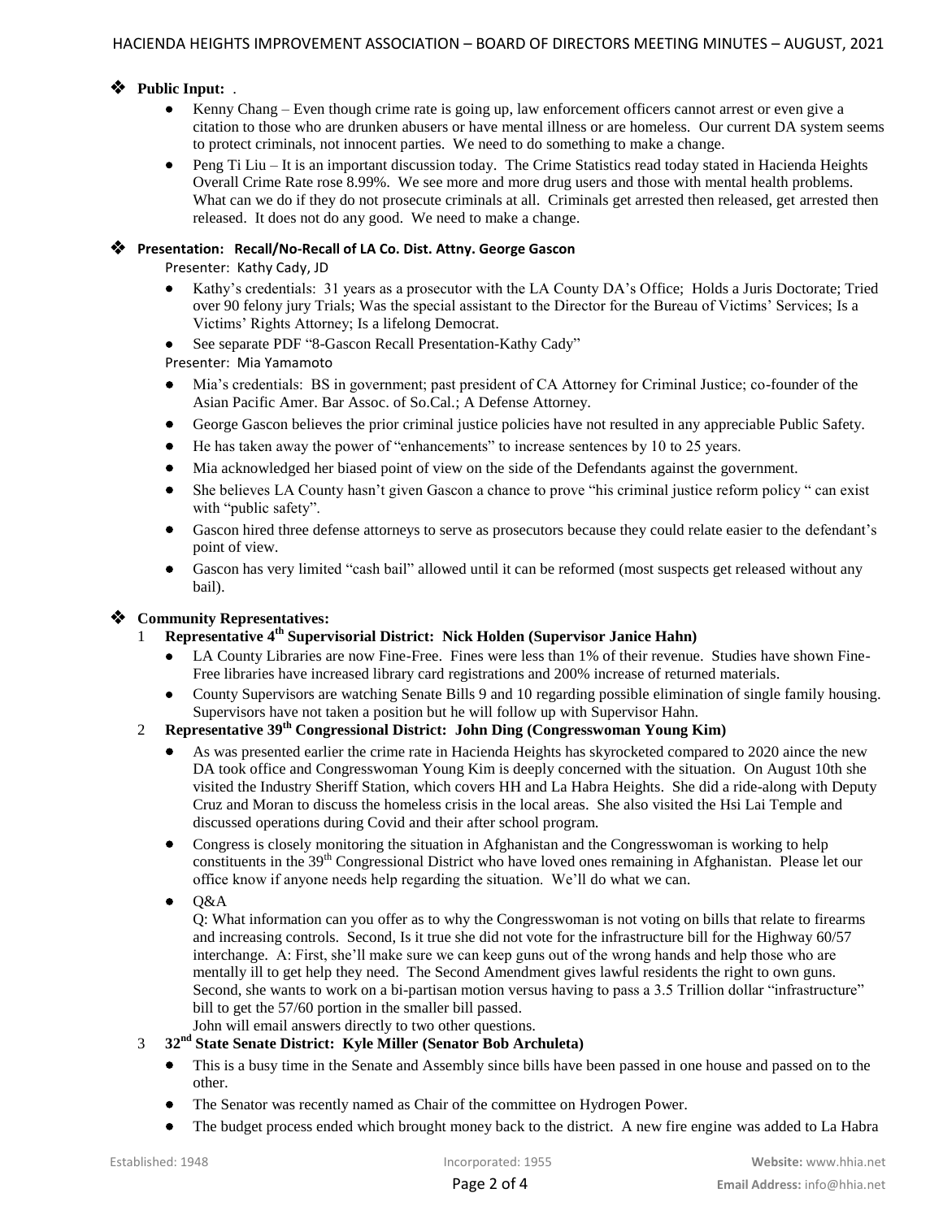- **Public Input:** .
  - Kenny Chang – Even though crime rate is going up, law enforcement officers cannot arrest or even give a citation to those who are drunken abusers or have mental illness or are homeless. Our current DA system seems to protect criminals, not innocent parties. We need to do something to make a change.
  - Peng Ti Liu – It is an important discussion today. The Crime Statistics read today stated in Hacienda Heights Overall Crime Rate rose 8.99%. We see more and more drug users and those with mental health problems. What can we do if they do not prosecute criminals at all. Criminals get arrested then released, get arrested then released. It does not do any good. We need to make a change.

- **Presentation: Recall/No-Recall of LA Co. Dist. Attny. George Gascon**

  Presenter: Kathy Cady, JD
  - Kathy's credentials: 31 years as a prosecutor with the LA County DA's Office; Holds a Juris Doctorate; Tried over 90 felony jury Trials; Was the special assistant to the Director for the Bureau of Victims' Services; Is a Victims' Rights Attorney; Is a lifelong Democrat.
  - See separate PDF "8-Gascon Recall Presentation-Kathy Cady"

  Presenter: Mia Yamamoto
  - Mia's credentials: BS in government; past president of CA Attorney for Criminal Justice; co-founder of the Asian Pacific Amer. Bar Assoc. of So.Cal.; A Defense Attorney.
  - George Gascon believes the prior criminal justice policies have not resulted in any appreciable Public Safety.
  - He has taken away the power of "enhancements" to increase sentences by 10 to 25 years.
  - Mia acknowledged her biased point of view on the side of the Defendants against the government.
  - She believes LA County hasn't given Gascon a chance to prove "his criminal justice reform policy " can exist with "public safety".
  - Gascon hired three defense attorneys to serve as prosecutors because they could relate easier to the defendant's point of view.
  - Gascon has very limited "cash bail" allowed until it can be reformed (most suspects get released without any bail).

- **Community Representatives:**

  1. **Representative 4th Supervisorial District: Nick Holden (Supervisor Janice Hahn)**
     - LA County Libraries are now Fine-Free. Fines were less than 1% of their revenue. Studies have shown Fine-Free libraries have increased library card registrations and 200% increase of returned materials.
     - County Supervisors are watching Senate Bills 9 and 10 regarding possible elimination of single family housing. Supervisors have not taken a position but he will follow up with Supervisor Hahn.
  2. **Representative 39th Congressional District: John Ding (Congresswoman Young Kim)**
     - As was presented earlier the crime rate in Hacienda Heights has skyrocketed compared to 2020 aince the new DA took office and Congresswoman Young Kim is deeply concerned with the situation. On August 10th she visited the Industry Sheriff Station, which covers HH and La Habra Heights. She did a ride-along with Deputy Cruz and Moran to discuss the homeless crisis in the local areas. She also visited the Hsi Lai Temple and discussed operations during Covid and their after school program.
     - Congress is closely monitoring the situation in Afghanistan and the Congresswoman is working to help constituents in the 39th Congressional District who have loved ones remaining in Afghanistan. Please let our office know if anyone needs help regarding the situation. We'll do what we can.
     - Q&A

       Q: What information can you offer as to why the Congresswoman is not voting on bills that relate to firearms and increasing controls. Second, Is it true she did not vote for the infrastructure bill for the Highway 60/57 interchange. A: First, she'll make sure we can keep guns out of the wrong hands and help those who are mentally ill to get help they need. The Second Amendment gives lawful residents the right to own guns. Second, she wants to work on a bi-partisan motion versus having to pass a 3.5 Trillion dollar "infrastructure" bill to get the 57/60 portion in the smaller bill passed.

       John will email answers directly to two other questions.
  3. **32nd State Senate District: Kyle Miller (Senator Bob Archuleta)**
     - This is a busy time in the Senate and Assembly since bills have been passed in one house and passed on to the other.
     - The Senator was recently named as Chair of the committee on Hydrogen Power.
     - The budget process ended which brought money back to the district. A new fire engine was added to La Habra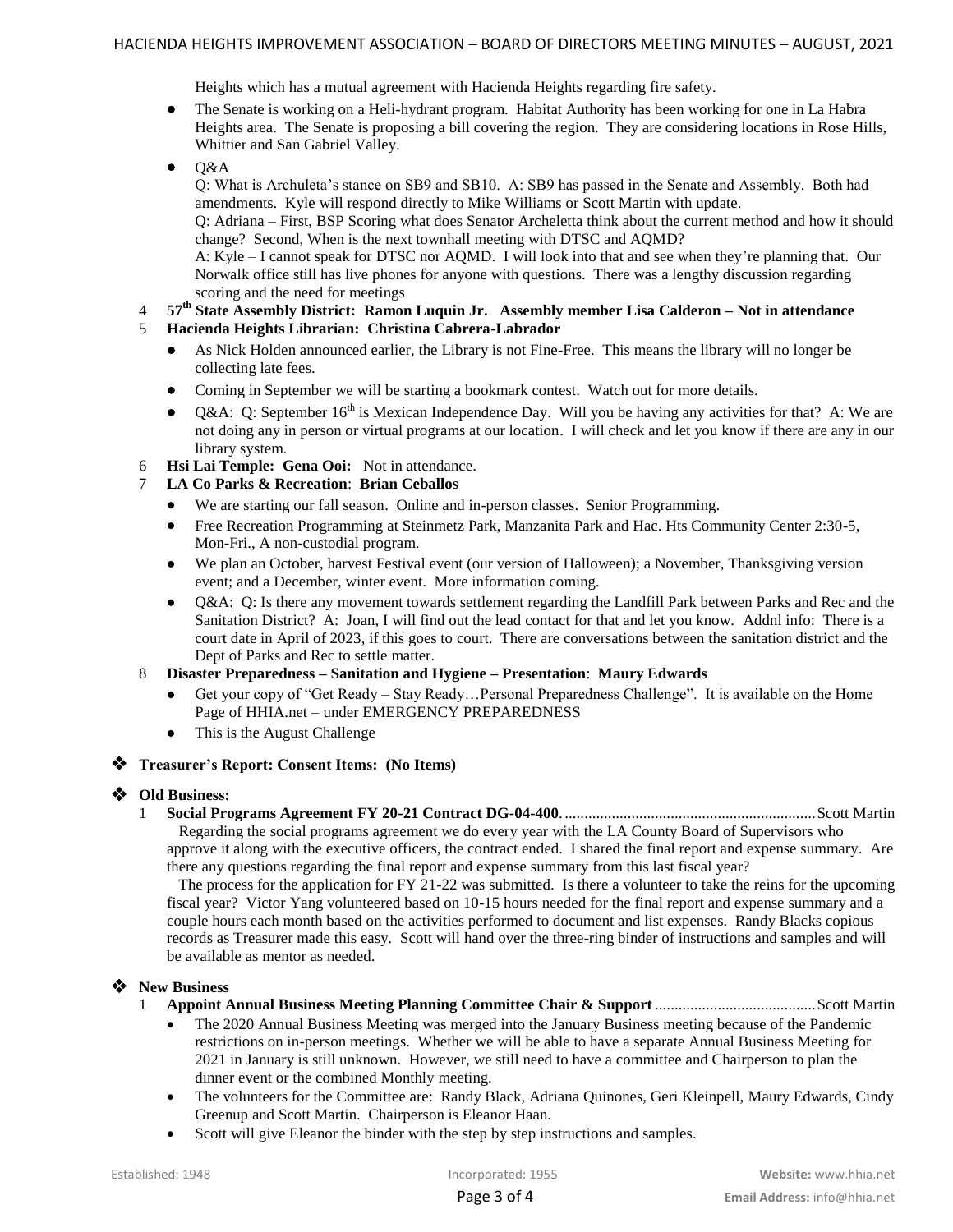Heights which has a mutual agreement with Hacienda Heights regarding fire safety.

- The Senate is working on a Heli-hydrant program. Habitat Authority has been working for one in La Habra Heights area. The Senate is proposing a bill covering the region. They are considering locations in Rose Hills, Whittier and San Gabriel Valley.
- Q&A
  Q: What is Archuleta's stance on SB9 and SB10. A: SB9 has passed in the Senate and Assembly. Both had amendments. Kyle will respond directly to Mike Williams or Scott Martin with update.
  Q: Adriana – First, BSP Scoring what does Senator Archeletta think about the current method and how it should change? Second, When is the next townhall meeting with DTSC and AQMD?
  A: Kyle – I cannot speak for DTSC nor AQMD. I will look into that and see when they're planning that. Our Norwalk office still has live phones for anyone with questions. There was a lengthy discussion regarding scoring and the need for meetings

4 **57th State Assembly District: Ramon Luquin Jr. Assembly member Lisa Calderon – Not in attendance**

5 **Hacienda Heights Librarian: Christina Cabrera-Labrador**

- As Nick Holden announced earlier, the Library is not Fine-Free. This means the library will no longer be collecting late fees.
- Coming in September we will be starting a bookmark contest. Watch out for more details.
- Q&A: Q: September 16th is Mexican Independence Day. Will you be having any activities for that? A: We are not doing any in person or virtual programs at our location. I will check and let you know if there are any in our library system.

6 **Hsi Lai Temple: Gena Ooi:** Not in attendance.

7 **LA Co Parks & Recreation**: **Brian Ceballos**

- We are starting our fall season. Online and in-person classes. Senior Programming.
- Free Recreation Programming at Steinmetz Park, Manzanita Park and Hac. Hts Community Center 2:30-5, Mon-Fri., A non-custodial program.
- We plan an October, harvest Festival event (our version of Halloween); a November, Thanksgiving version event; and a December, winter event. More information coming.
- Q&A: Q: Is there any movement towards settlement regarding the Landfill Park between Parks and Rec and the Sanitation District? A: Joan, I will find out the lead contact for that and let you know. Addnl info: There is a court date in April of 2023, if this goes to court. There are conversations between the sanitation district and the Dept of Parks and Rec to settle matter.

8 **Disaster Preparedness – Sanitation and Hygiene – Presentation**: **Maury Edwards**

- Get your copy of "Get Ready – Stay Ready…Personal Preparedness Challenge". It is available on the Home Page of HHIA.net – under EMERGENCY PREPAREDNESS
- This is the August Challenge

## ❖ Treasurer's Report: Consent Items: (No Items)

## ❖ Old Business:

1 **Social Programs Agreement FY 20-21 Contract DG-04-400**................................................................Scott Martin

Regarding the social programs agreement we do every year with the LA County Board of Supervisors who approve it along with the executive officers, the contract ended. I shared the final report and expense summary. Are there any questions regarding the final report and expense summary from this last fiscal year?

The process for the application for FY 21-22 was submitted. Is there a volunteer to take the reins for the upcoming fiscal year? Victor Yang volunteered based on 10-15 hours needed for the final report and expense summary and a couple hours each month based on the activities performed to document and list expenses. Randy Blacks copious records as Treasurer made this easy. Scott will hand over the three-ring binder of instructions and samples and will be available as mentor as needed.

## ❖ New Business

1 **Appoint Annual Business Meeting Planning Committee Chair & Support**.........................................Scott Martin

- The 2020 Annual Business Meeting was merged into the January Business meeting because of the Pandemic restrictions on in-person meetings. Whether we will be able to have a separate Annual Business Meeting for 2021 in January is still unknown. However, we still need to have a committee and Chairperson to plan the dinner event or the combined Monthly meeting.
- The volunteers for the Committee are: Randy Black, Adriana Quinones, Geri Kleinpell, Maury Edwards, Cindy Greenup and Scott Martin. Chairperson is Eleanor Haan.
- Scott will give Eleanor the binder with the step by step instructions and samples.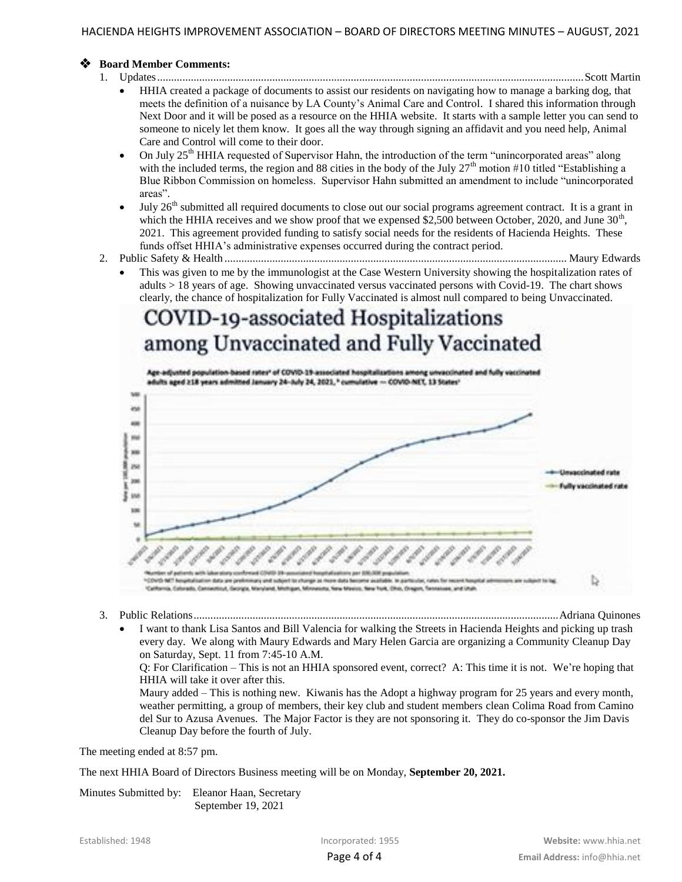- **Board Member Comments:**
  1. Updates....................Scott Martin
     - HHIA created a package of documents to assist our residents on navigating how to manage a barking dog, that meets the definition of a nuisance by LA County's Animal Care and Control. I shared this information through Next Door and it will be posed as a resource on the HHIA website. It starts with a sample letter you can send to someone to nicely let them know. It goes all the way through signing an affidavit and you need help, Animal Care and Control will come to their door.
     - On July 25th HHIA requested of Supervisor Hahn, the introduction of the term "unincorporated areas" along with the included terms, the region and 88 cities in the body of the July 27th motion #10 titled "Establishing a Blue Ribbon Commission on homeless. Supervisor Hahn submitted an amendment to include "unincorporated areas".
     - July 26th submitted all required documents to close out our social programs agreement contract. It is a grant in which the HHIA receives and we show proof that we expensed $2,500 between October, 2020, and June 30th, 2021. This agreement provided funding to satisfy social needs for the residents of Hacienda Heights. These funds offset HHIA's administrative expenses occurred during the contract period.
  2. Public Safety & Health....................Maury Edwards
     - This was given to me by the immunologist at the Case Western University showing the hospitalization rates of adults > 18 years of age. Showing unvaccinated versus vaccinated persons with Covid-19. The chart shows clearly, the chance of hospitalization for Fully Vaccinated is almost null compared to being Unvaccinated.

COVID-19-associated Hospitalizations among Unvaccinated and Fully Vaccinated

Age-adjusted population-based rates* of COVID-19-associated hospitalizations among unvaccinated and fully vaccinated adults aged ≥18 years admitted January 24–July 24, 2021,† cumulative — COVID-NET, 13 States§

Unvaccinated rate

Fully vaccinated rate

\*Number of patients with laboratory confirmed COVID-19-associated hospitalizations per 100,000 population.
†COVID-NET hospitalization data are preliminary and subject to change as more data become available. In particular, rates for recent hospital admissions are subject to lag.
§California, Colorado, Connecticut, Georgia, Maryland, Michigan, Minnesota, New Mexico, New York, Ohio, Oregon, Tennessee, and Utah.

  3. Public Relations....................Adriana Quinones
     - I want to thank Lisa Santos and Bill Valencia for walking the Streets in Hacienda Heights and picking up trash every day. We along with Maury Edwards and Mary Helen Garcia are organizing a Community Cleanup Day on Saturday, Sept. 11 from 7:45-10 A.M.

       Q: For Clarification – This is not an HHIA sponsored event, correct? A: This time it is not. We're hoping that HHIA will take it over after this.

       Maury added – This is nothing new. Kiwanis has the Adopt a highway program for 25 years and every month, weather permitting, a group of members, their key club and student members clean Colima Road from Camino del Sur to Azusa Avenues. The Major Factor is they are not sponsoring it. They do co-sponsor the Jim Davis Cleanup Day before the fourth of July.

The meeting ended at 8:57 pm.

The next HHIA Board of Directors Business meeting will be on Monday, **September 20, 2021.**

Minutes Submitted by: Eleanor Haan, Secretary
September 19, 2021